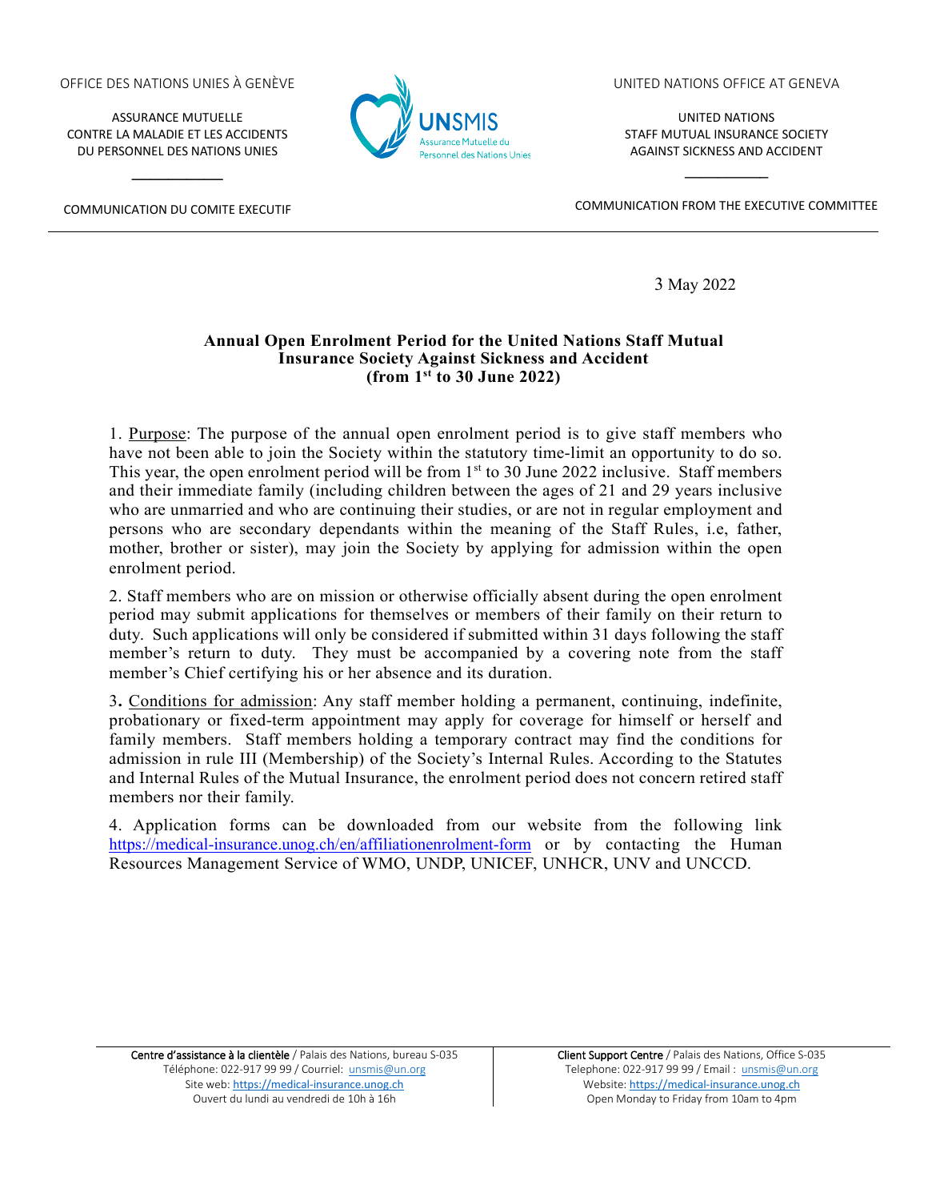OFFICE DES NATIONS UNIES À GENÈVE

ASSURANCE MUTUELLE
CONTRE LA MALADIE ET LES ACCIDENTS
DU PERSONNEL DES NATIONS UNIES

COMMUNICATION DU COMITE EXECUTIF

UNSMIS
Assurance Mutuelle du Personnel des Nations Unies

UNITED NATIONS OFFICE AT GENEVA

UNITED NATIONS
STAFF MUTUAL INSURANCE SOCIETY
AGAINST SICKNESS AND ACCIDENT

COMMUNICATION FROM THE EXECUTIVE COMMITTEE

---

3 May 2022

**Annual Open Enrolment Period for the United Nations Staff Mutual Insurance Society Against Sickness and Accident (from 1st to 30 June 2022)**

1. Purpose: The purpose of the annual open enrolment period is to give staff members who have not been able to join the Society within the statutory time-limit an opportunity to do so. This year, the open enrolment period will be from 1st to 30 June 2022 inclusive. Staff members and their immediate family (including children between the ages of 21 and 29 years inclusive who are unmarried and who are continuing their studies, or are not in regular employment and persons who are secondary dependants within the meaning of the Staff Rules, i.e, father, mother, brother or sister), may join the Society by applying for admission within the open enrolment period.

2. Staff members who are on mission or otherwise officially absent during the open enrolment period may submit applications for themselves or members of their family on their return to duty. Such applications will only be considered if submitted within 31 days following the staff member's return to duty. They must be accompanied by a covering note from the staff member's Chief certifying his or her absence and its duration.

3. Conditions for admission: Any staff member holding a permanent, continuing, indefinite, probationary or fixed-term appointment may apply for coverage for himself or herself and family members. Staff members holding a temporary contract may find the conditions for admission in rule III (Membership) of the Society's Internal Rules. According to the Statutes and Internal Rules of the Mutual Insurance, the enrolment period does not concern retired staff members nor their family.

4. Application forms can be downloaded from our website from the following link https://medical-insurance.unog.ch/en/affiliationenrolment-form or by contacting the Human Resources Management Service of WMO, UNDP, UNICEF, UNHCR, UNV and UNCCD.

---

Centre d'assistance à la clientèle / Palais des Nations, bureau S-035
Téléphone: 022-917 99 99 / Courriel: unsmis@un.org
Site web: https://medical-insurance.unog.ch
Ouvert du lundi au vendredi de 10h à 16h

Client Support Centre / Palais des Nations, Office S-035
Telephone: 022-917 99 99 / Email : unsmis@un.org
Website: https://medical-insurance.unog.ch
Open Monday to Friday from 10am to 4pm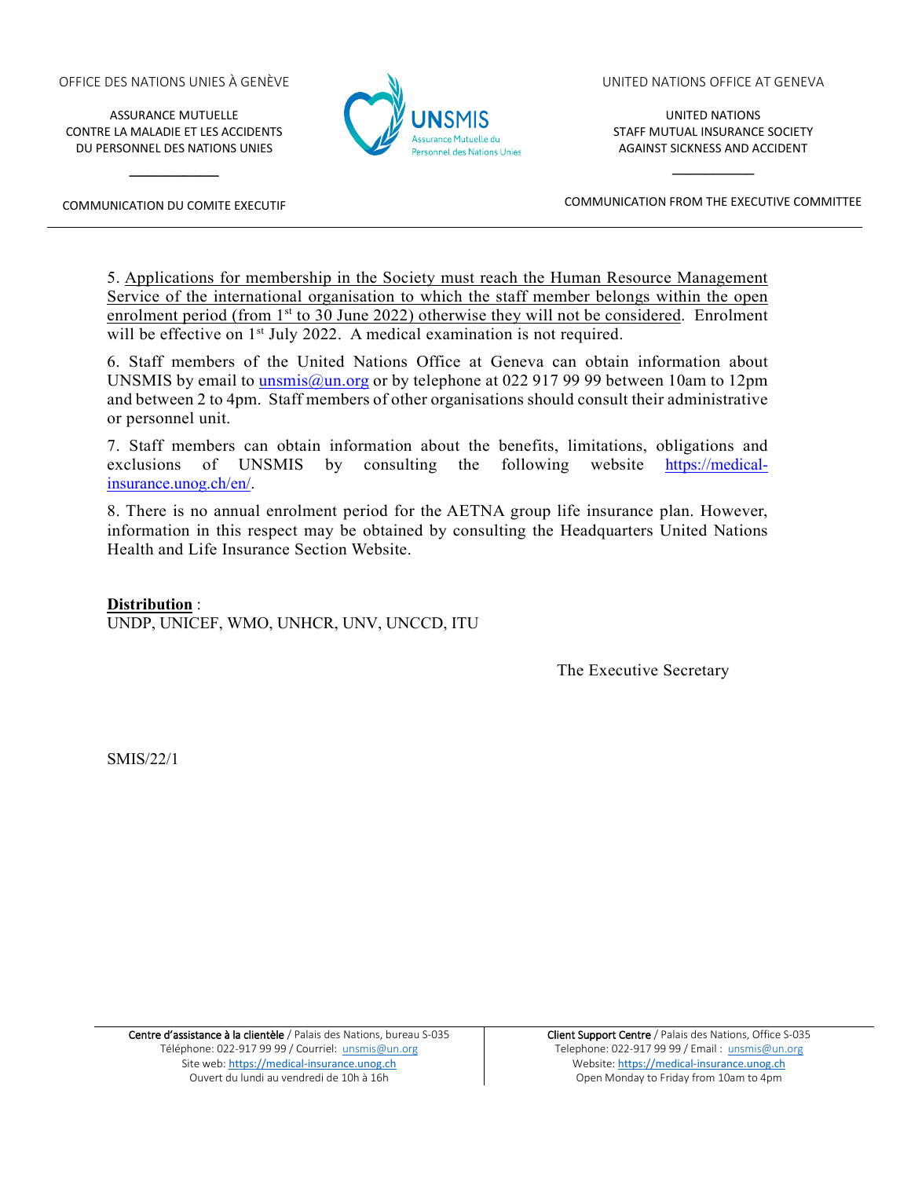5. Applications for membership in the Society must reach the Human Resource Management Service of the international organisation to which the staff member belongs within the open enrolment period (from 1st to 30 June 2022) otherwise they will not be considered. Enrolment will be effective on 1st July 2022. A medical examination is not required.

6. Staff members of the United Nations Office at Geneva can obtain information about UNSMIS by email to unsmis@un.org or by telephone at 022 917 99 99 between 10am to 12pm and between 2 to 4pm. Staff members of other organisations should consult their administrative or personnel unit.

7. Staff members can obtain information about the benefits, limitations, obligations and exclusions of UNSMIS by consulting the following website https://medical-insurance.unog.ch/en/.

8. There is no annual enrolment period for the AETNA group life insurance plan. However, information in this respect may be obtained by consulting the Headquarters United Nations Health and Life Insurance Section Website.

**Distribution** :
UNDP, UNICEF, WMO, UNHCR, UNV, UNCCD, ITU

The Executive Secretary

SMIS/22/1